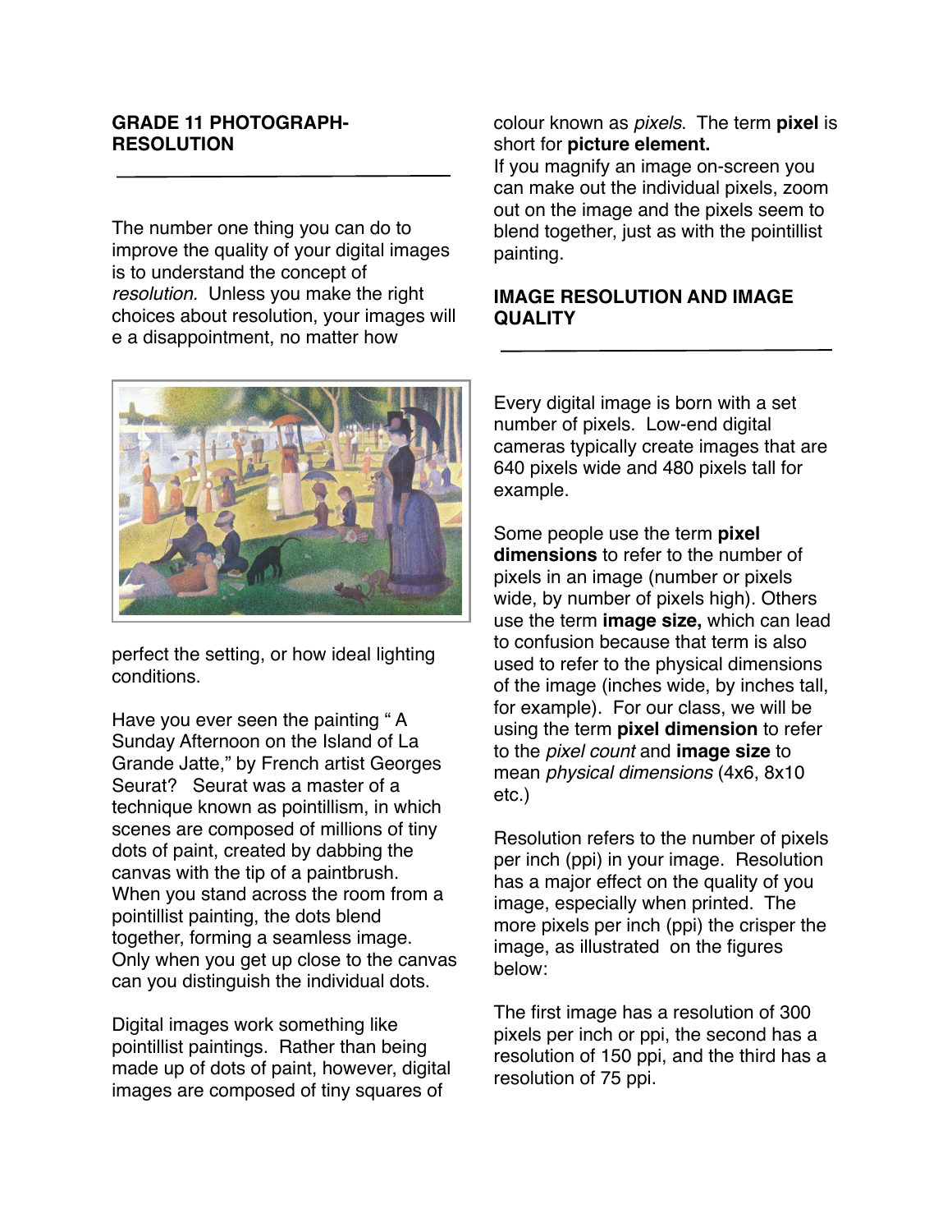**GRADE 11 PHOTOGRAPH- RESOLUTION**

The number one thing you can do to improve the quality of your digital images is to understand the concept of *resolution.* Unless you make the right choices about resolution, your images will e a disappointment, no matter how perfect the setting, or how ideal lighting conditions.

Have you ever seen the painting " A Sunday Afternoon on the Island of La Grande Jatte," by French artist Georges Seurat? Seurat was a master of a technique known as pointillism, in which scenes are composed of millions of tiny dots of paint, created by dabbing the canvas with the tip of a paintbrush. When you stand across the room from a pointillist painting, the dots blend together, forming a seamless image. Only when you get up close to the canvas can you distinguish the individual dots.

Digital images work something like pointillist paintings. Rather than being made up of dots of paint, however, digital images are composed of tiny squares of colour known as *pixels*. The term **pixel** is short for **picture element.**

If you magnify an image on-screen you can make out the individual pixels, zoom out on the image and the pixels seem to blend together, just as with the pointillist painting.

**IMAGE RESOLUTION AND IMAGE QUALITY**

Every digital image is born with a set number of pixels. Low-end digital cameras typically create images that are 640 pixels wide and 480 pixels tall for example.

Some people use the term **pixel dimensions** to refer to the number of pixels in an image (number or pixels wide, by number of pixels high). Others use the term **image size,** which can lead to confusion because that term is also used to refer to the physical dimensions of the image (inches wide, by inches tall, for example). For our class, we will be using the term **pixel dimension** to refer to the *pixel count* and **image size** to mean *physical dimensions* (4x6, 8x10 etc.)

Resolution refers to the number of pixels per inch (ppi) in your image. Resolution has a major effect on the quality of you image, especially when printed. The more pixels per inch (ppi) the crisper the image, as illustrated on the figures below:

The first image has a resolution of 300 pixels per inch or ppi, the second has a resolution of 150 ppi, and the third has a resolution of 75 ppi.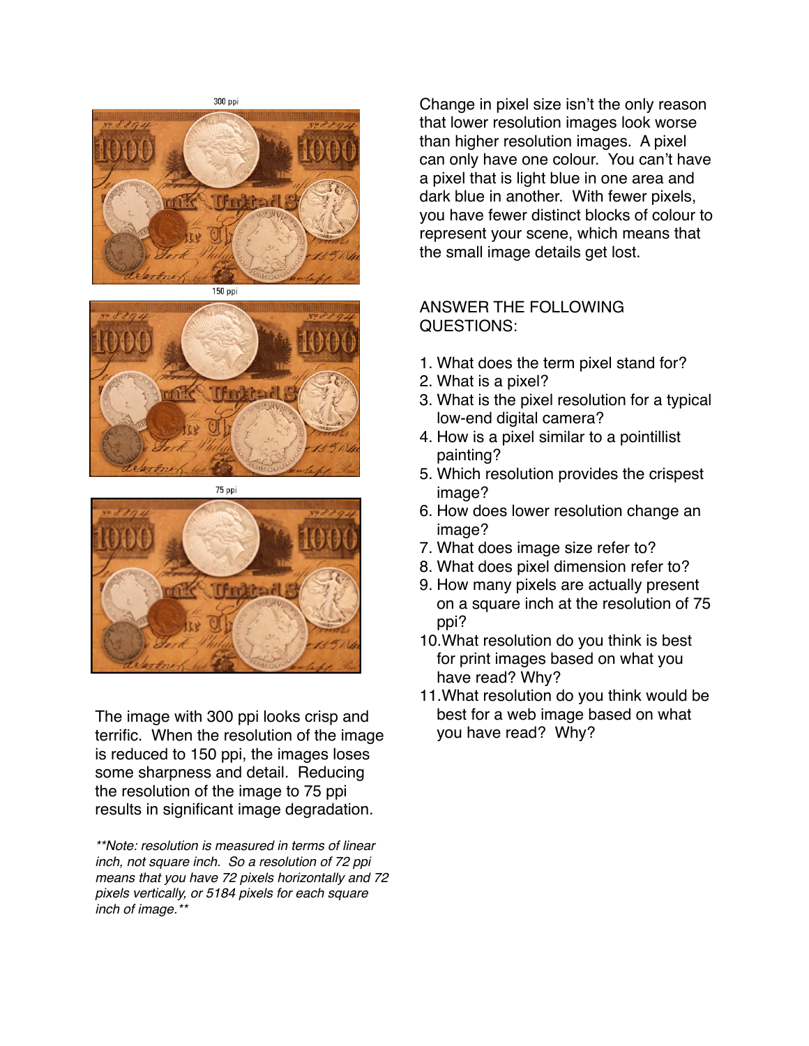300 ppi

150 ppi

75 ppi

The image with 300 ppi looks crisp and terrific. When the resolution of the image is reduced to 150 ppi, the images loses some sharpness and detail. Reducing the resolution of the image to 75 ppi results in significant image degradation.

*\*\*Note: resolution is measured in terms of linear inch, not square inch. So a resolution of 72 ppi means that you have 72 pixels horizontally and 72 pixels vertically, or 5184 pixels for each square inch of image.\*\**

Change in pixel size isn't the only reason that lower resolution images look worse than higher resolution images. A pixel can only have one colour. You can't have a pixel that is light blue in one area and dark blue in another. With fewer pixels, you have fewer distinct blocks of colour to represent your scene, which means that the small image details get lost.

ANSWER THE FOLLOWING QUESTIONS:

1. What does the term pixel stand for?
2. What is a pixel?
3. What is the pixel resolution for a typical low-end digital camera?
4. How is a pixel similar to a pointillist painting?
5. Which resolution provides the crispest image?
6. How does lower resolution change an image?
7. What does image size refer to?
8. What does pixel dimension refer to?
9. How many pixels are actually present on a square inch at the resolution of 75 ppi?
10. What resolution do you think is best for print images based on what you have read? Why?
11. What resolution do you think would be best for a web image based on what you have read? Why?